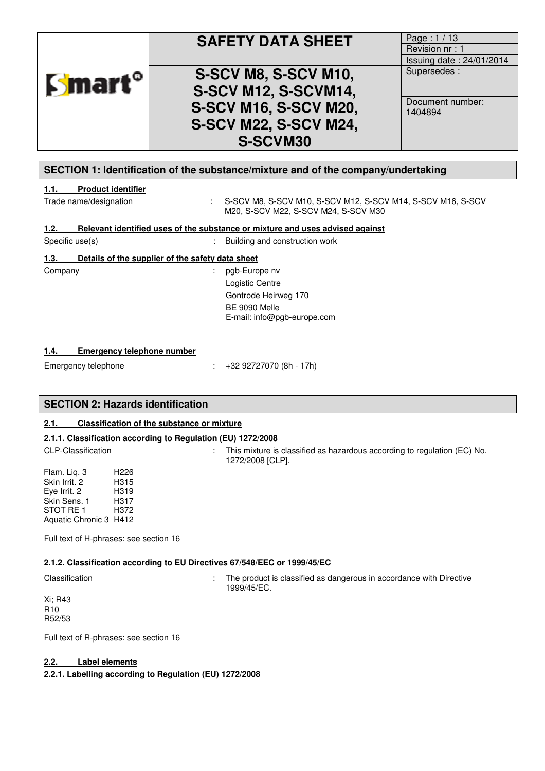| | SAFETY DATA SHEET | Page : 1 / 13 |
|---|---|---|
| | | Revision nr : 1 |
| Smart® | | Issuing date : 24/01/2014 |
| | S-SCV M8, S-SCV M10, S-SCV M12, S-SCVM14, S-SCV M16, S-SCV M20, S-SCV M22, S-SCV M24, S-SCVM30 | Supersedes : |
| | | Document number: 1404894 |

## SECTION 1: Identification of the substance/mixture and of the company/undertaking

### 1.1. Product identifier

Trade name/designation : S-SCV M8, S-SCV M10, S-SCV M12, S-SCV M14, S-SCV M16, S-SCV M20, S-SCV M22, S-SCV M24, S-SCV M30

### 1.2. Relevant identified uses of the substance or mixture and uses advised against

Specific use(s) : Building and construction work

### 1.3. Details of the supplier of the safety data sheet

Company : pgb-Europe nv
Logistic Centre
Gontrode Heirweg 170
BE 9090 Melle
E-mail: info@pgb-europe.com

### 1.4. Emergency telephone number

Emergency telephone : +32 92727070 (8h - 17h)

## SECTION 2: Hazards identification

### 2.1. Classification of the substance or mixture

**2.1.1. Classification according to Regulation (EU) 1272/2008**

CLP-Classification : This mixture is classified as hazardous according to regulation (EC) No. 1272/2008 [CLP].

| | |
|---|---|
| Flam. Liq. 3 | H226 |
| Skin Irrit. 2 | H315 |
| Eye Irrit. 2 | H319 |
| Skin Sens. 1 | H317 |
| STOT RE 1 | H372 |
| Aquatic Chronic 3 | H412 |

Full text of H-phrases: see section 16

**2.1.2. Classification according to EU Directives 67/548/EEC or 1999/45/EC**

Classification : The product is classified as dangerous in accordance with Directive 1999/45/EC.

Xi; R43
R10
R52/53

Full text of R-phrases: see section 16

### 2.2. Label elements

**2.2.1. Labelling according to Regulation (EU) 1272/2008**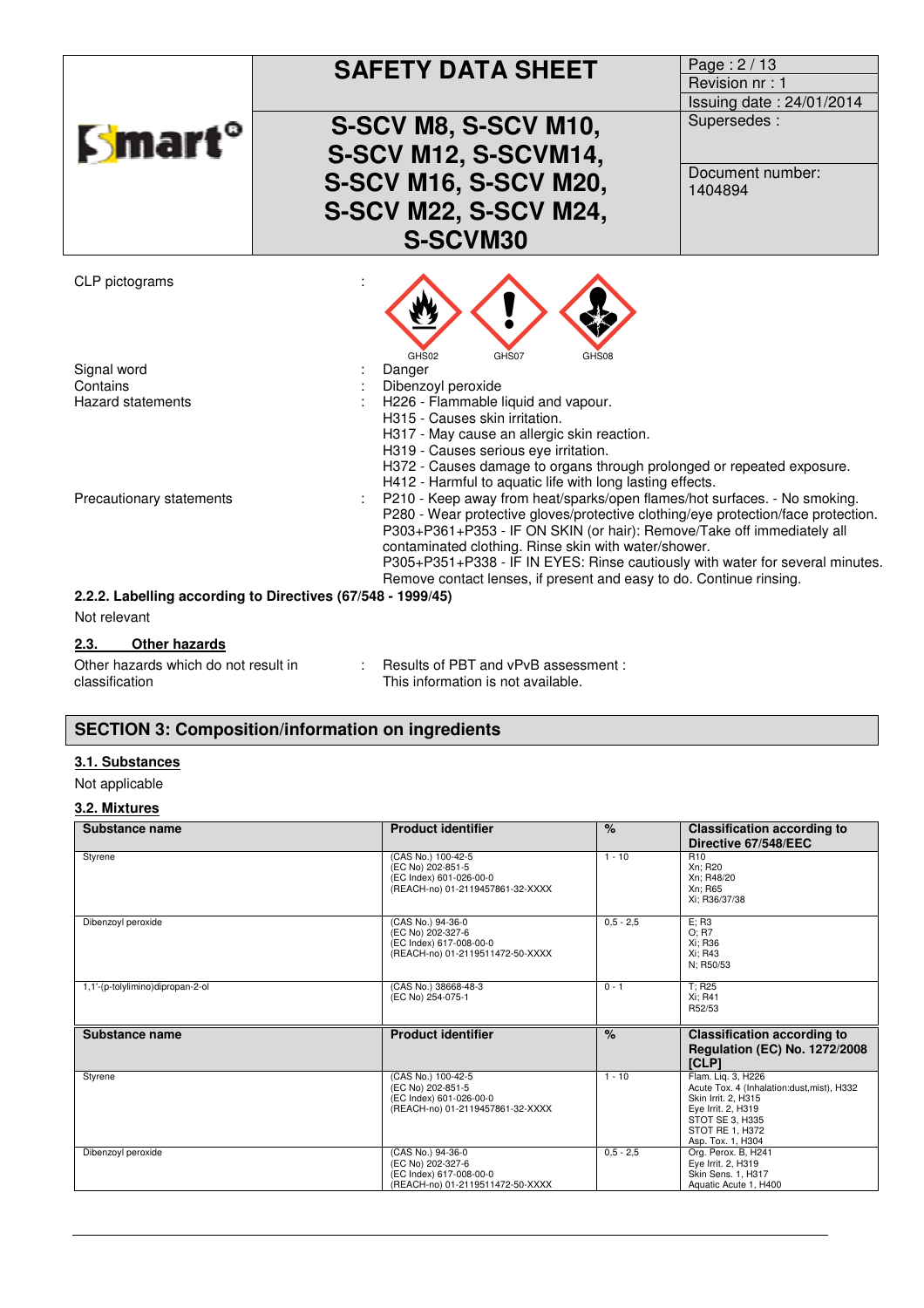CLP pictograms :

GHS02 GHS07 GHS08

Signal word : Danger

Contains : Dibenzoyl peroxide

Hazard statements : H226 - Flammable liquid and vapour.
H315 - Causes skin irritation.
H317 - May cause an allergic skin reaction.
H319 - Causes serious eye irritation.
H372 - Causes damage to organs through prolonged or repeated exposure.
H412 - Harmful to aquatic life with long lasting effects.

Precautionary statements : P210 - Keep away from heat/sparks/open flames/hot surfaces. - No smoking.
P280 - Wear protective gloves/protective clothing/eye protection/face protection.
P303+P361+P353 - IF ON SKIN (or hair): Remove/Take off immediately all contaminated clothing. Rinse skin with water/shower.
P305+P351+P338 - IF IN EYES: Rinse cautiously with water for several minutes. Remove contact lenses, if present and easy to do. Continue rinsing.

#### 2.2.2. Labelling according to Directives (67/548 - 1999/45)

Not relevant

### 2.3. Other hazards

Other hazards which do not result in classification : Results of PBT and vPvB assessment : This information is not available.

## SECTION 3: Composition/information on ingredients

### 3.1. Substances

Not applicable

### 3.2. Mixtures

| Substance name | Product identifier | % | Classification according to Directive 67/548/EEC |
|---|---|---|---|
| Styrene | (CAS No.) 100-42-5<br>(EC No) 202-851-5<br>(EC Index) 601-026-00-0<br>(REACH-no) 01-2119457861-32-XXXX | 1 - 10 | R10<br>Xn; R20<br>Xn; R48/20<br>Xn; R65<br>Xi; R36/37/38 |
| Dibenzoyl peroxide | (CAS No.) 94-36-0<br>(EC No) 202-327-6<br>(EC Index) 617-008-00-0<br>(REACH-no) 01-2119511472-50-XXXX | 0,5 - 2,5 | E; R3<br>O; R7<br>Xi; R36<br>Xi; R43<br>N; R50/53 |
| 1,1'-(p-tolylimino)dipropan-2-ol | (CAS No.) 38668-48-3<br>(EC No) 254-075-1 | 0 - 1 | T; R25<br>Xi; R41<br>R52/53 |

| Substance name | Product identifier | % | Classification according to Regulation (EC) No. 1272/2008 [CLP] |
|---|---|---|---|
| Styrene | (CAS No.) 100-42-5<br>(EC No) 202-851-5<br>(EC Index) 601-026-00-0<br>(REACH-no) 01-2119457861-32-XXXX | 1 - 10 | Flam. Liq. 3, H226<br>Acute Tox. 4 (Inhalation:dust,mist), H332<br>Skin Irrit. 2, H315<br>Eye Irrit. 2, H319<br>STOT SE 3, H335<br>STOT RE 1, H372<br>Asp. Tox. 1, H304 |
| Dibenzoyl peroxide | (CAS No.) 94-36-0<br>(EC No) 202-327-6<br>(EC Index) 617-008-00-0<br>(REACH-no) 01-2119511472-50-XXXX | 0,5 - 2,5 | Org. Perox. B, H241<br>Eye Irrit. 2, H319<br>Skin Sens. 1, H317<br>Aquatic Acute 1, H400 |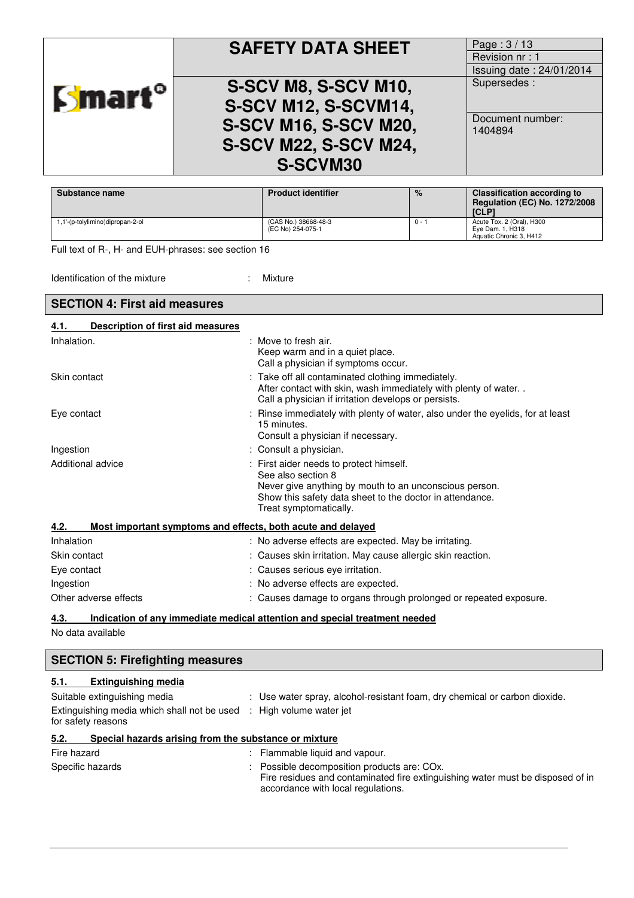| Substance name | Product identifier | % | Classification according to Regulation (EC) No. 1272/2008 [CLP] |
| --- | --- | --- | --- |
| 1,1'-(p-tolylimino)dipropan-2-ol | (CAS No.) 38668-48-3<br>(EC No) 254-075-1 | 0 - 1 | Acute Tox. 2 (Oral), H300<br>Eye Dam. 1, H318<br>Aquatic Chronic 3, H412 |

Full text of R-, H- and EUH-phrases: see section 16

Identification of the mixture : Mixture

## SECTION 4: First aid measures

### 4.1. Description of first aid measures

| | |
| --- | --- |
| Inhalation. | : Move to fresh air.<br>Keep warm and in a quiet place.<br>Call a physician if symptoms occur. |
| Skin contact | : Take off all contaminated clothing immediately.<br>After contact with skin, wash immediately with plenty of water. .<br>Call a physician if irritation develops or persists. |
| Eye contact | : Rinse immediately with plenty of water, also under the eyelids, for at least 15 minutes.<br>Consult a physician if necessary. |
| Ingestion | : Consult a physician. |
| Additional advice | : First aider needs to protect himself.<br>See also section 8<br>Never give anything by mouth to an unconscious person.<br>Show this safety data sheet to the doctor in attendance.<br>Treat symptomatically. |

### 4.2. Most important symptoms and effects, both acute and delayed

| | |
| --- | --- |
| Inhalation | : No adverse effects are expected. May be irritating. |
| Skin contact | : Causes skin irritation. May cause allergic skin reaction. |
| Eye contact | : Causes serious eye irritation. |
| Ingestion | : No adverse effects are expected. |
| Other adverse effects | : Causes damage to organs through prolonged or repeated exposure. |

### 4.3. Indication of any immediate medical attention and special treatment needed

No data available

## SECTION 5: Firefighting measures

### 5.1. Extinguishing media

| | |
| --- | --- |
| Suitable extinguishing media | : Use water spray, alcohol-resistant foam, dry chemical or carbon dioxide. |
| Extinguishing media which shall not be used for safety reasons | : High volume water jet |

### 5.2. Special hazards arising from the substance or mixture

| | |
| --- | --- |
| Fire hazard | : Flammable liquid and vapour. |
| Specific hazards | : Possible decomposition products are: COx.<br>Fire residues and contaminated fire extinguishing water must be disposed of in accordance with local regulations. |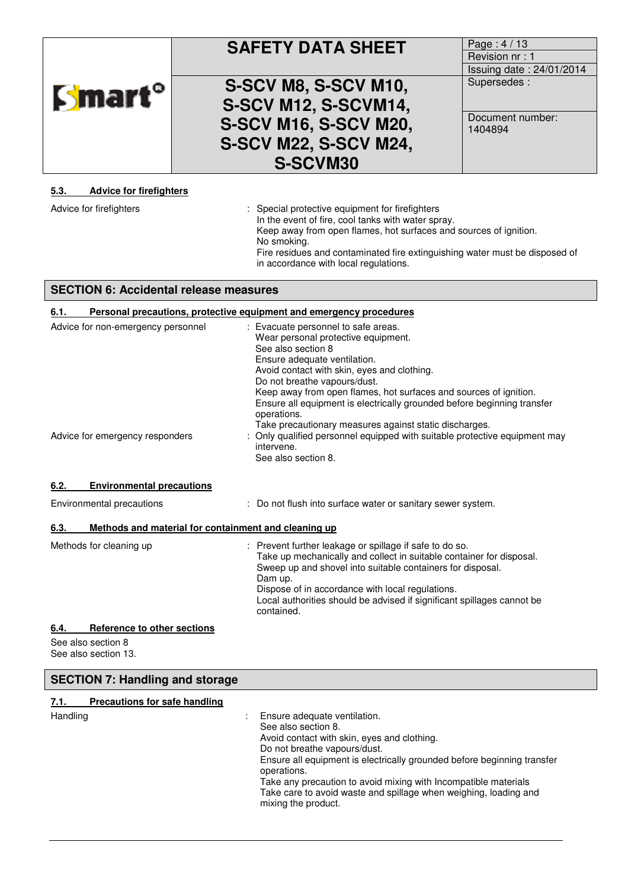### 5.3. Advice for firefighters

Advice for firefighters : Special protective equipment for firefighters
In the event of fire, cool tanks with water spray.
Keep away from open flames, hot surfaces and sources of ignition.
No smoking.
Fire residues and contaminated fire extinguishing water must be disposed of in accordance with local regulations.

## SECTION 6: Accidental release measures

### 6.1. Personal precautions, protective equipment and emergency procedures

Advice for non-emergency personnel : Evacuate personnel to safe areas.
Wear personal protective equipment.
See also section 8
Ensure adequate ventilation.
Avoid contact with skin, eyes and clothing.
Do not breathe vapours/dust.
Keep away from open flames, hot surfaces and sources of ignition.
Ensure all equipment is electrically grounded before beginning transfer operations.
Take precautionary measures against static discharges.

Advice for emergency responders : Only qualified personnel equipped with suitable protective equipment may intervene.
See also section 8.

### 6.2. Environmental precautions

Environmental precautions : Do not flush into surface water or sanitary sewer system.

### 6.3. Methods and material for containment and cleaning up

Methods for cleaning up : Prevent further leakage or spillage if safe to do so.
Take up mechanically and collect in suitable container for disposal.
Sweep up and shovel into suitable containers for disposal.
Dam up.
Dispose of in accordance with local regulations.
Local authorities should be advised if significant spillages cannot be contained.

### 6.4. Reference to other sections

See also section 8
See also section 13.

## SECTION 7: Handling and storage

### 7.1. Precautions for safe handling

Handling : Ensure adequate ventilation.
See also section 8.
Avoid contact with skin, eyes and clothing.
Do not breathe vapours/dust.
Ensure all equipment is electrically grounded before beginning transfer operations.
Take any precaution to avoid mixing with Incompatible materials
Take care to avoid waste and spillage when weighing, loading and mixing the product.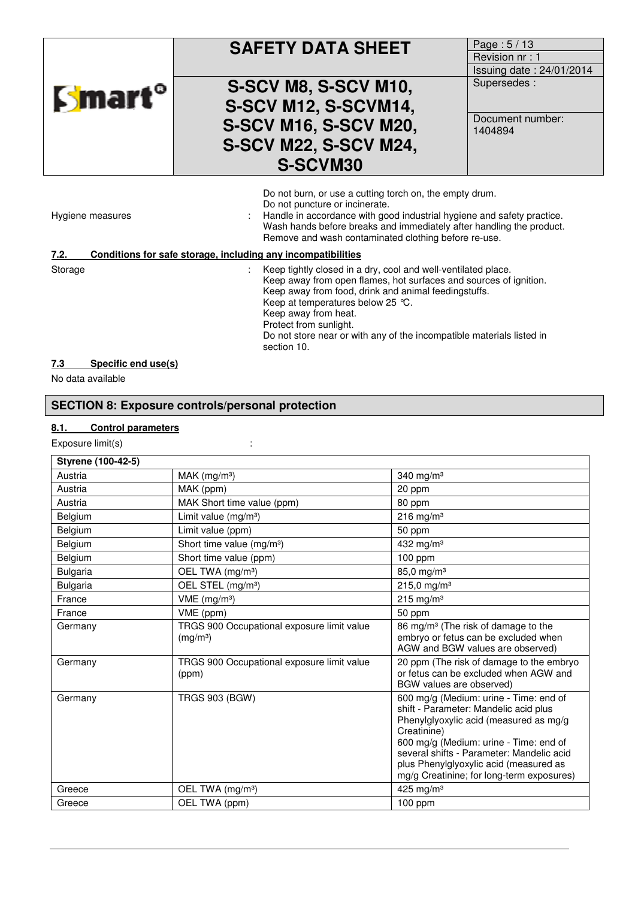Do not burn, or use a cutting torch on, the empty drum.
Do not puncture or incinerate.

Hygiene measures : Handle in accordance with good industrial hygiene and safety practice.
Wash hands before breaks and immediately after handling the product.
Remove and wash contaminated clothing before re-use.

### 7.2. Conditions for safe storage, including any incompatibilities

Storage : Keep tightly closed in a dry, cool and well-ventilated place.
Keep away from open flames, hot surfaces and sources of ignition.
Keep away from food, drink and animal feedingstuffs.
Keep at temperatures below 25 °C.
Keep away from heat.
Protect from sunlight.
Do not store near or with any of the incompatible materials listed in section 10.

### 7.3 Specific end use(s)

No data available

## SECTION 8: Exposure controls/personal protection

### 8.1. Control parameters

Exposure limit(s) :

| Styrene (100-42-5) | | |
|---|---|---|
| Austria | MAK (mg/m³) | 340 mg/m³ |
| Austria | MAK (ppm) | 20 ppm |
| Austria | MAK Short time value (ppm) | 80 ppm |
| Belgium | Limit value (mg/m³) | 216 mg/m³ |
| Belgium | Limit value (ppm) | 50 ppm |
| Belgium | Short time value (mg/m³) | 432 mg/m³ |
| Belgium | Short time value (ppm) | 100 ppm |
| Bulgaria | OEL TWA (mg/m³) | 85,0 mg/m³ |
| Bulgaria | OEL STEL (mg/m³) | 215,0 mg/m³ |
| France | VME (mg/m³) | 215 mg/m³ |
| France | VME (ppm) | 50 ppm |
| Germany | TRGS 900 Occupational exposure limit value (mg/m³) | 86 mg/m³ (The risk of damage to the embryo or fetus can be excluded when AGW and BGW values are observed) |
| Germany | TRGS 900 Occupational exposure limit value (ppm) | 20 ppm (The risk of damage to the embryo or fetus can be excluded when AGW and BGW values are observed) |
| Germany | TRGS 903 (BGW) | 600 mg/g (Medium: urine - Time: end of shift - Parameter: Mandelic acid plus Phenylglyoxylic acid (measured as mg/g Creatinine) 600 mg/g (Medium: urine - Time: end of several shifts - Parameter: Mandelic acid plus Phenylglyoxylic acid (measured as mg/g Creatinine; for long-term exposures) |
| Greece | OEL TWA (mg/m³) | 425 mg/m³ |
| Greece | OEL TWA (ppm) | 100 ppm |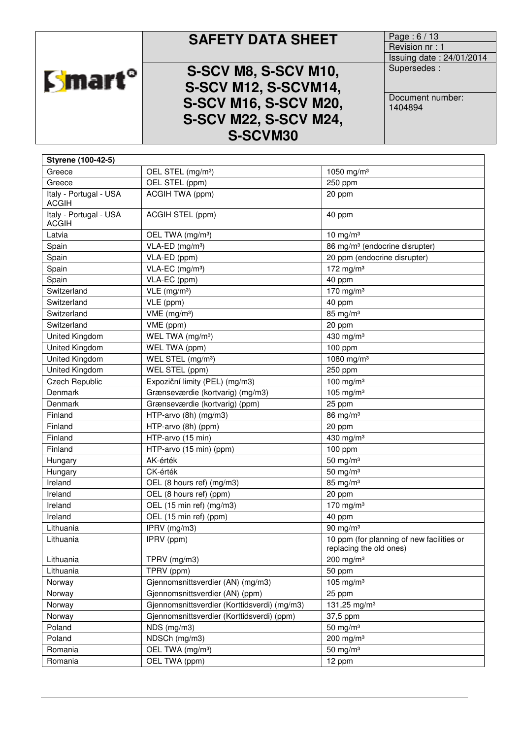| Styrene (100-42-5) | | |
|---|---|---|
| Greece | OEL STEL (mg/m³) | 1050 mg/m³ |
| Greece | OEL STEL (ppm) | 250 ppm |
| Italy - Portugal - USA ACGIH | ACGIH TWA (ppm) | 20 ppm |
| Italy - Portugal - USA ACGIH | ACGIH STEL (ppm) | 40 ppm |
| Latvia | OEL TWA (mg/m³) | 10 mg/m³ |
| Spain | VLA-ED (mg/m³) | 86 mg/m³ (endocrine disrupter) |
| Spain | VLA-ED (ppm) | 20 ppm (endocrine disrupter) |
| Spain | VLA-EC (mg/m³) | 172 mg/m³ |
| Spain | VLA-EC (ppm) | 40 ppm |
| Switzerland | VLE (mg/m³) | 170 mg/m³ |
| Switzerland | VLE (ppm) | 40 ppm |
| Switzerland | VME (mg/m³) | 85 mg/m³ |
| Switzerland | VME (ppm) | 20 ppm |
| United Kingdom | WEL TWA (mg/m³) | 430 mg/m³ |
| United Kingdom | WEL TWA (ppm) | 100 ppm |
| United Kingdom | WEL STEL (mg/m³) | 1080 mg/m³ |
| United Kingdom | WEL STEL (ppm) | 250 ppm |
| Czech Republic | Expoziční limity (PEL) (mg/m3) | 100 mg/m³ |
| Denmark | Grænseværdie (kortvarig) (mg/m3) | 105 mg/m³ |
| Denmark | Grænseværdie (kortvarig) (ppm) | 25 ppm |
| Finland | HTP-arvo (8h) (mg/m3) | 86 mg/m³ |
| Finland | HTP-arvo (8h) (ppm) | 20 ppm |
| Finland | HTP-arvo (15 min) | 430 mg/m³ |
| Finland | HTP-arvo (15 min) (ppm) | 100 ppm |
| Hungary | AK-érték | 50 mg/m³ |
| Hungary | CK-érték | 50 mg/m³ |
| Ireland | OEL (8 hours ref) (mg/m3) | 85 mg/m³ |
| Ireland | OEL (8 hours ref) (ppm) | 20 ppm |
| Ireland | OEL (15 min ref) (mg/m3) | 170 mg/m³ |
| Ireland | OEL (15 min ref) (ppm) | 40 ppm |
| Lithuania | IPRV (mg/m3) | 90 mg/m³ |
| Lithuania | IPRV (ppm) | 10 ppm (for planning of new facilities or replacing the old ones) |
| Lithuania | TPRV (mg/m3) | 200 mg/m³ |
| Lithuania | TPRV (ppm) | 50 ppm |
| Norway | Gjennomsnittsverdier (AN) (mg/m3) | 105 mg/m³ |
| Norway | Gjennomsnittsverdier (AN) (ppm) | 25 ppm |
| Norway | Gjennomsnittsverdier (Korttidsverdi) (mg/m3) | 131,25 mg/m³ |
| Norway | Gjennomsnittsverdier (Korttidsverdi) (ppm) | 37,5 ppm |
| Poland | NDS (mg/m3) | 50 mg/m³ |
| Poland | NDSCh (mg/m3) | 200 mg/m³ |
| Romania | OEL TWA (mg/m³) | 50 mg/m³ |
| Romania | OEL TWA (ppm) | 12 ppm |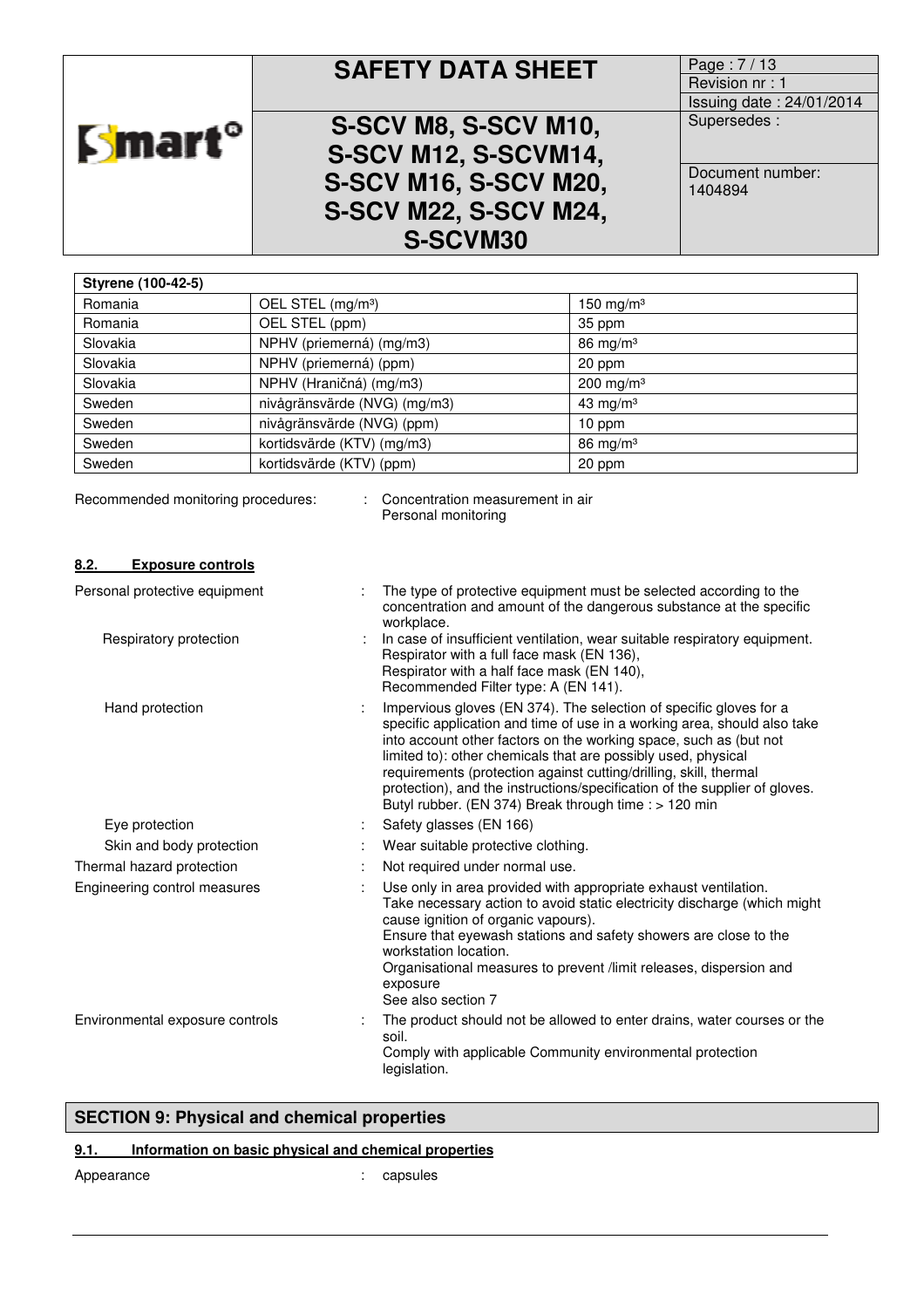| Styrene (100-42-5) | | |
| --- | --- | --- |
| Romania | OEL STEL ($mg/m^3$) | 150 $mg/m^3$ |
| Romania | OEL STEL (ppm) | 35 ppm |
| Slovakia | NPHV (priemerná) (mg/m3) | 86 $mg/m^3$ |
| Slovakia | NPHV (priemerná) (ppm) | 20 ppm |
| Slovakia | NPHV (Hraničná) (mg/m3) | 200 $mg/m^3$ |
| Sweden | nivågränsvärde (NVG) (mg/m3) | 43 $mg/m^3$ |
| Sweden | nivågränsvärde (NVG) (ppm) | 10 ppm |
| Sweden | kortidsvärde (KTV) (mg/m3) | 86 $mg/m^3$ |
| Sweden | kortidsvärde (KTV) (ppm) | 20 ppm |

Recommended monitoring procedures : Concentration measurement in air
Personal monitoring

### 8.2. Exposure controls

Personal protective equipment : The type of protective equipment must be selected according to the concentration and amount of the dangerous substance at the specific workplace.

Respiratory protection : In case of insufficient ventilation, wear suitable respiratory equipment.
Respirator with a full face mask (EN 136),
Respirator with a half face mask (EN 140),
Recommended Filter type: A (EN 141).

Hand protection : Impervious gloves (EN 374). The selection of specific gloves for a specific application and time of use in a working area, should also take into account other factors on the working space, such as (but not limited to): other chemicals that are possibly used, physical requirements (protection against cutting/drilling, skill, thermal protection), and the instructions/specification of the supplier of gloves. Butyl rubber. (EN 374) Break through time : > 120 min

Eye protection : Safety glasses (EN 166)

Skin and body protection : Wear suitable protective clothing.

Thermal hazard protection : Not required under normal use.

Engineering control measures : Use only in area provided with appropriate exhaust ventilation.
Take necessary action to avoid static electricity discharge (which might cause ignition of organic vapours).
Ensure that eyewash stations and safety showers are close to the workstation location.
Organisational measures to prevent /limit releases, dispersion and exposure
See also section 7

Environmental exposure controls : The product should not be allowed to enter drains, water courses or the soil.
Comply with applicable Community environmental protection legislation.

## SECTION 9: Physical and chemical properties

### 9.1. Information on basic physical and chemical properties

Appearance : capsules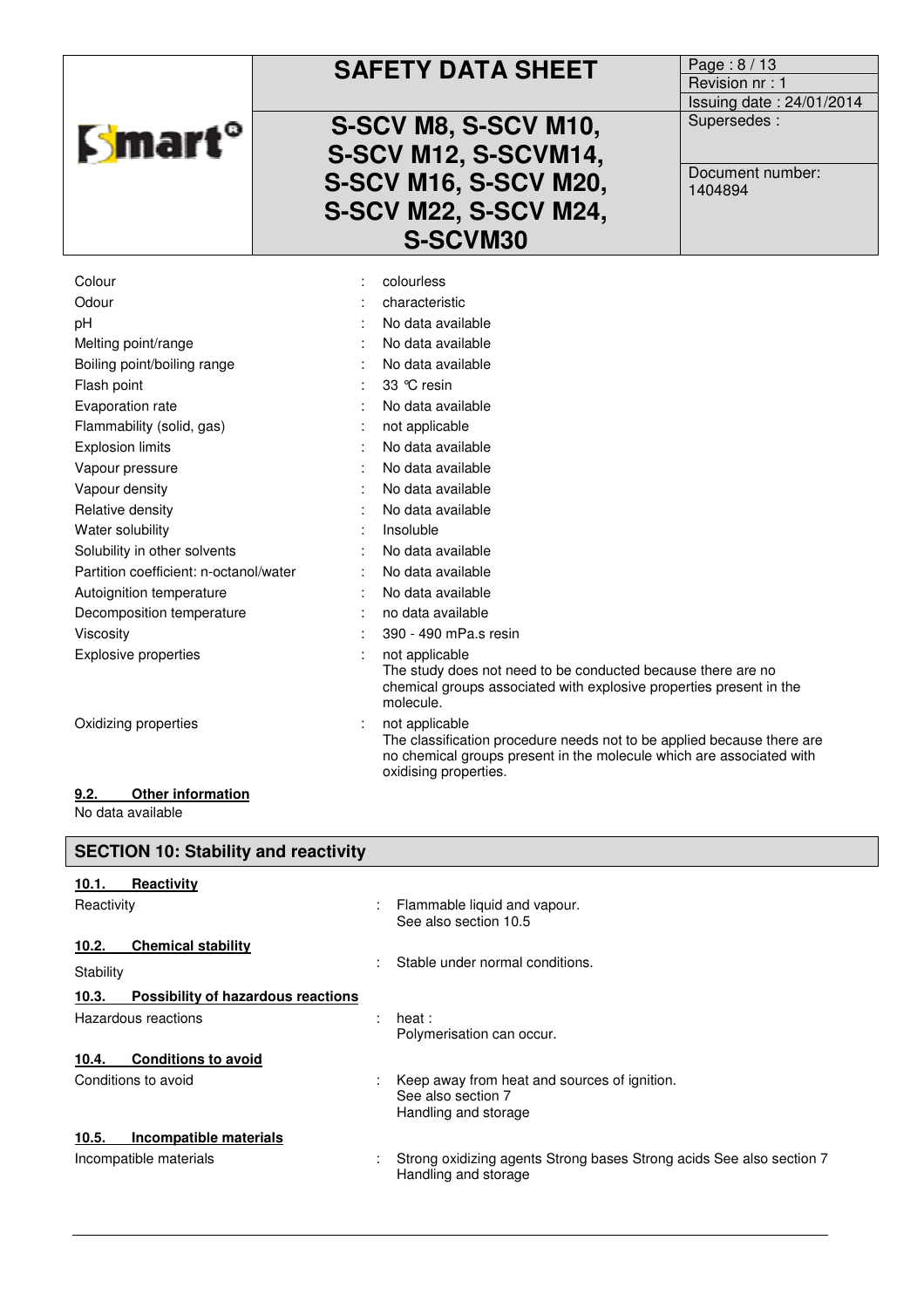| | | |
|---|---|---|
| Colour | : | colourless |
| Odour | : | characteristic |
| pH | : | No data available |
| Melting point/range | : | No data available |
| Boiling point/boiling range | : | No data available |
| Flash point | : | 33 °C resin |
| Evaporation rate | : | No data available |
| Flammability (solid, gas) | : | not applicable |
| Explosion limits | : | No data available |
| Vapour pressure | : | No data available |
| Vapour density | : | No data available |
| Relative density | : | No data available |
| Water solubility | : | Insoluble |
| Solubility in other solvents | : | No data available |
| Partition coefficient: n-octanol/water | : | No data available |
| Autoignition temperature | : | No data available |
| Decomposition temperature | : | no data available |
| Viscosity | : | 390 - 490 mPa.s resin |
| Explosive properties | : | not applicable<br>The study does not need to be conducted because there are no chemical groups associated with explosive properties present in the molecule. |
| Oxidizing properties | : | not applicable<br>The classification procedure needs not to be applied because there are no chemical groups present in the molecule which are associated with oxidising properties. |

### 9.2. Other information

No data available

## SECTION 10: Stability and reactivity

### 10.1. Reactivity

Reactivity : Flammable liquid and vapour.
See also section 10.5

### 10.2. Chemical stability

Stability : Stable under normal conditions.

### 10.3. Possibility of hazardous reactions

Hazardous reactions : heat :
Polymerisation can occur.

### 10.4. Conditions to avoid

Conditions to avoid : Keep away from heat and sources of ignition.
See also section 7
Handling and storage

### 10.5. Incompatible materials

Incompatible materials : Strong oxidizing agents Strong bases Strong acids See also section 7 Handling and storage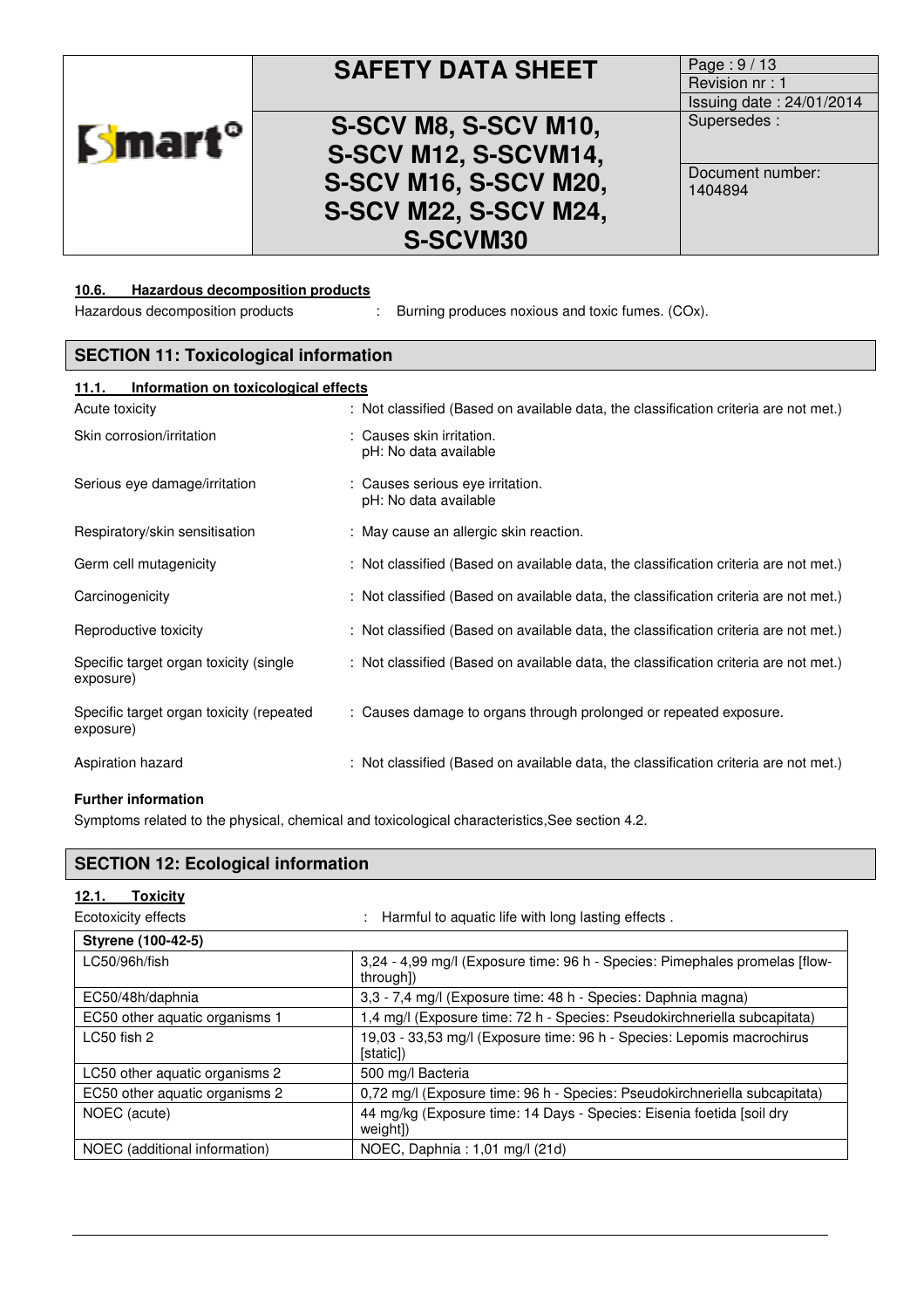### 10.6. Hazardous decomposition products

Hazardous decomposition products : Burning produces noxious and toxic fumes. (COx).

## SECTION 11: Toxicological information

### 11.1. Information on toxicological effects

| | |
|---|---|
| Acute toxicity | : Not classified (Based on available data, the classification criteria are not met.) |
| Skin corrosion/irritation | : Causes skin irritation.<br>pH: No data available |
| Serious eye damage/irritation | : Causes serious eye irritation.<br>pH: No data available |
| Respiratory/skin sensitisation | : May cause an allergic skin reaction. |
| Germ cell mutagenicity | : Not classified (Based on available data, the classification criteria are not met.) |
| Carcinogenicity | : Not classified (Based on available data, the classification criteria are not met.) |
| Reproductive toxicity | : Not classified (Based on available data, the classification criteria are not met.) |
| Specific target organ toxicity (single exposure) | : Not classified (Based on available data, the classification criteria are not met.) |
| Specific target organ toxicity (repeated exposure) | : Causes damage to organs through prolonged or repeated exposure. |
| Aspiration hazard | : Not classified (Based on available data, the classification criteria are not met.) |

**Further information**

Symptoms related to the physical, chemical and toxicological characteristics,See section 4.2.

## SECTION 12: Ecological information

### 12.1. Toxicity

Ecotoxicity effects : Harmful to aquatic life with long lasting effects .

| **Styrene (100-42-5)** | |
|---|---|
| LC50/96h/fish | 3,24 - 4,99 mg/l (Exposure time: 96 h - Species: Pimephales promelas [flow-through]) |
| EC50/48h/daphnia | 3,3 - 7,4 mg/l (Exposure time: 48 h - Species: Daphnia magna) |
| EC50 other aquatic organisms 1 | 1,4 mg/l (Exposure time: 72 h - Species: Pseudokirchneriella subcapitata) |
| LC50 fish 2 | 19,03 - 33,53 mg/l (Exposure time: 96 h - Species: Lepomis macrochirus [static]) |
| LC50 other aquatic organisms 2 | 500 mg/l Bacteria |
| EC50 other aquatic organisms 2 | 0,72 mg/l (Exposure time: 96 h - Species: Pseudokirchneriella subcapitata) |
| NOEC (acute) | 44 mg/kg (Exposure time: 14 Days - Species: Eisenia foetida [soil dry weight]) |
| NOEC (additional information) | NOEC, Daphnia : 1,01 mg/l (21d) |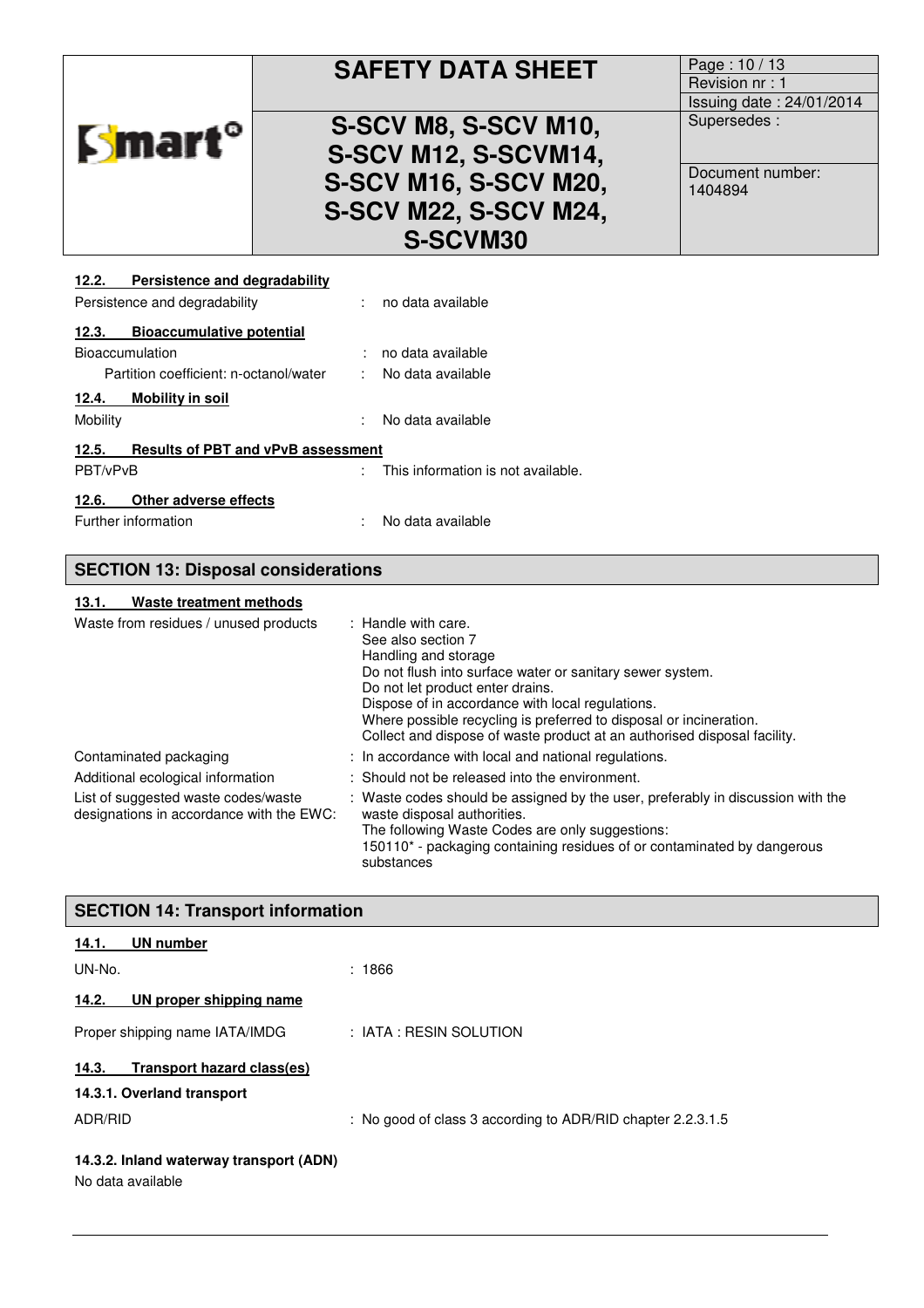### 12.2. Persistence and degradability

Persistence and degradability : no data available

### 12.3. Bioaccumulative potential

Bioaccumulation : no data available

Partition coefficient: n-octanol/water : No data available

### 12.4. Mobility in soil

Mobility : No data available

### 12.5. Results of PBT and vPvB assessment

PBT/vPvB : This information is not available.

### 12.6. Other adverse effects

Further information : No data available

## SECTION 13: Disposal considerations

### 13.1. Waste treatment methods

Waste from residues / unused products : Handle with care.
See also section 7
Handling and storage
Do not flush into surface water or sanitary sewer system.
Do not let product enter drains.
Dispose of in accordance with local regulations.
Where possible recycling is preferred to disposal or incineration.
Collect and dispose of waste product at an authorised disposal facility.

Contaminated packaging : In accordance with local and national regulations.

Additional ecological information : Should not be released into the environment.

List of suggested waste codes/waste designations in accordance with the EWC: Waste codes should be assigned by the user, preferably in discussion with the waste disposal authorities.
The following Waste Codes are only suggestions:
150110* - packaging containing residues of or contaminated by dangerous substances

## SECTION 14: Transport information

### 14.1. UN number

UN-No. : 1866

### 14.2. UN proper shipping name

Proper shipping name IATA/IMDG : IATA : RESIN SOLUTION

### 14.3. Transport hazard class(es)

**14.3.1. Overland transport**

ADR/RID : No good of class 3 according to ADR/RID chapter 2.2.3.1.5

**14.3.2. Inland waterway transport (ADN)**

No data available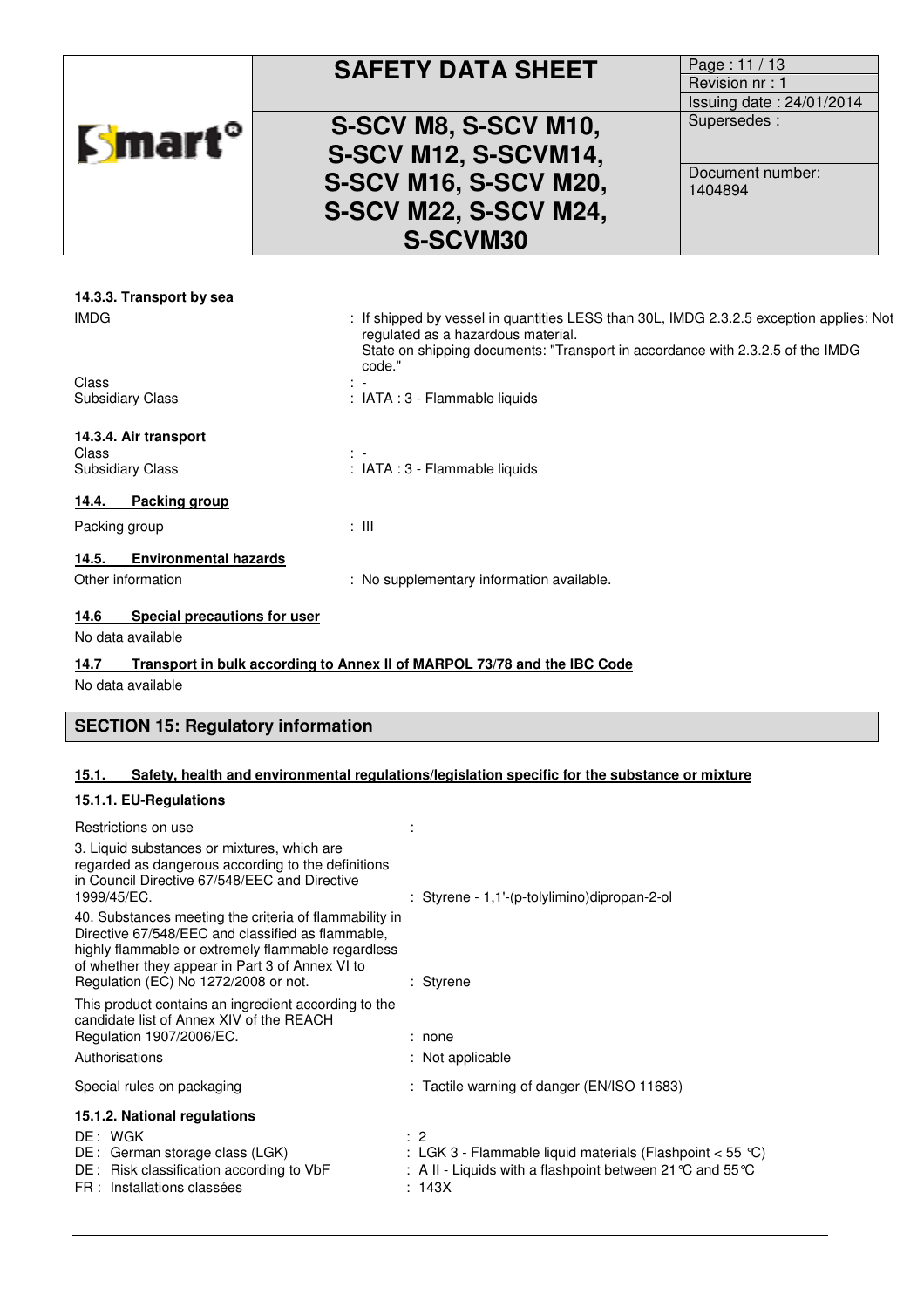#### 14.3.3. Transport by sea

| | |
|---|---|
| IMDG | : If shipped by vessel in quantities LESS than 30L, IMDG 2.3.2.5 exception applies: Not regulated as a hazardous material. State on shipping documents: "Transport in accordance with 2.3.2.5 of the IMDG code." |
| Class | : - |
| Subsidiary Class | : IATA : 3 - Flammable liquids |

#### 14.3.4. Air transport

| | |
|---|---|
| Class | : - |
| Subsidiary Class | : IATA : 3 - Flammable liquids |

### 14.4. Packing group

| | |
|---|---|
| Packing group | : III |

### 14.5. Environmental hazards

| | |
|---|---|
| Other information | : No supplementary information available. |

### 14.6 Special precautions for user

No data available

### 14.7 Transport in bulk according to Annex II of MARPOL 73/78 and the IBC Code

No data available

## SECTION 15: Regulatory information

### 15.1. Safety, health and environmental regulations/legislation specific for the substance or mixture

#### 15.1.1. EU-Regulations

| | |
|---|---|
| Restrictions on use | : |
| 3. Liquid substances or mixtures, which are regarded as dangerous according to the definitions in Council Directive 67/548/EEC and Directive 1999/45/EC. | : Styrene - 1,1'-(p-tolylimino)dipropan-2-ol |
| 40. Substances meeting the criteria of flammability in Directive 67/548/EEC and classified as flammable, highly flammable or extremely flammable regardless of whether they appear in Part 3 of Annex VI to Regulation (EC) No 1272/2008 or not. | : Styrene |
| This product contains an ingredient according to the candidate list of Annex XIV of the REACH Regulation 1907/2006/EC. | : none |
| Authorisations | : Not applicable |
| Special rules on packaging | : Tactile warning of danger (EN/ISO 11683) |

#### 15.1.2. National regulations

| | |
|---|---|
| DE : WGK | : 2 |
| DE : German storage class (LGK) | : LGK 3 - Flammable liquid materials (Flashpoint < 55 °C) |
| DE : Risk classification according to VbF | : A II - Liquids with a flashpoint between 21 °C and 55 °C |
| FR : Installations classées | : 143X |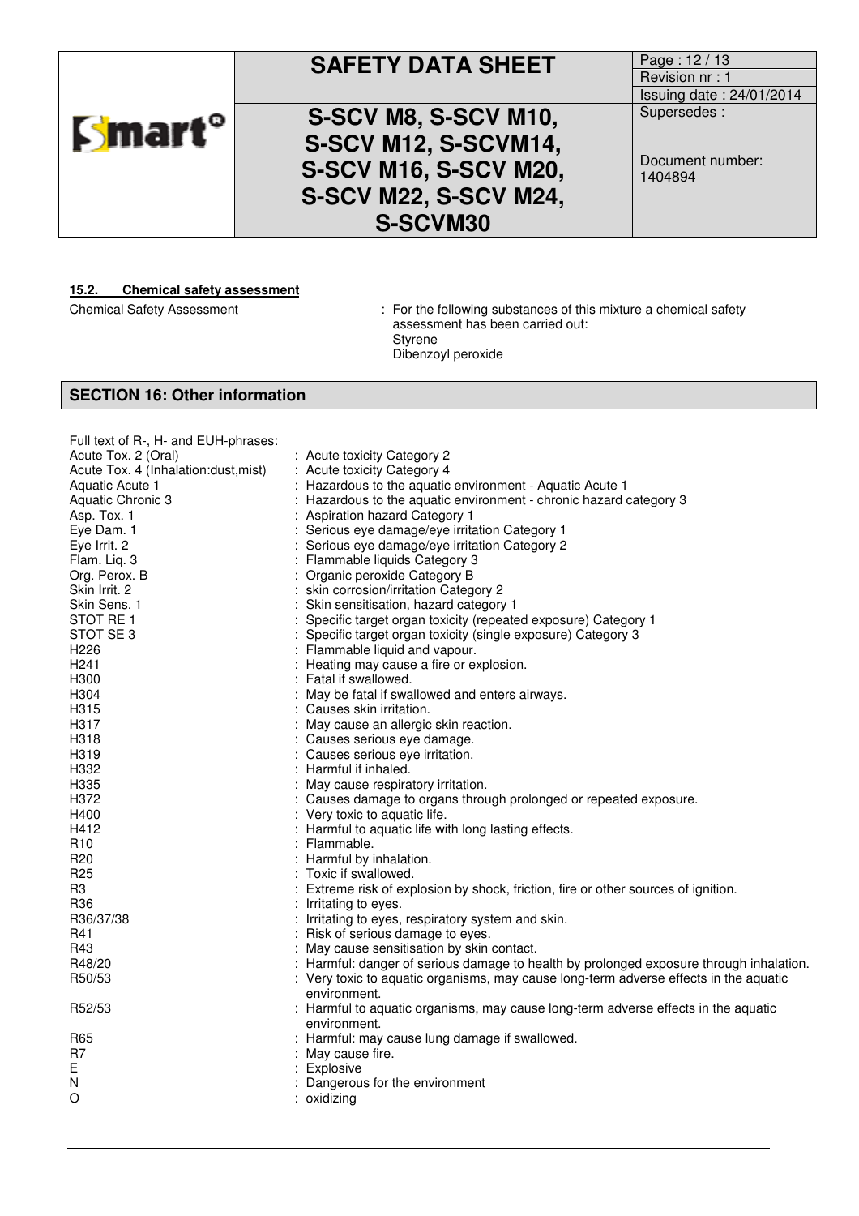### 15.2. Chemical safety assessment

Chemical Safety Assessment : For the following substances of this mixture a chemical safety assessment has been carried out:
Styrene
Dibenzoyl peroxide

## SECTION 16: Other information

Full text of R-, H- and EUH-phrases:

| | |
|---|---|
| Acute Tox. 2 (Oral) | : Acute toxicity Category 2 |
| Acute Tox. 4 (Inhalation:dust,mist) | : Acute toxicity Category 4 |
| Aquatic Acute 1 | : Hazardous to the aquatic environment - Aquatic Acute 1 |
| Aquatic Chronic 3 | : Hazardous to the aquatic environment - chronic hazard category 3 |
| Asp. Tox. 1 | : Aspiration hazard Category 1 |
| Eye Dam. 1 | : Serious eye damage/eye irritation Category 1 |
| Eye Irrit. 2 | : Serious eye damage/eye irritation Category 2 |
| Flam. Liq. 3 | : Flammable liquids Category 3 |
| Org. Perox. B | : Organic peroxide Category B |
| Skin Irrit. 2 | : skin corrosion/irritation Category 2 |
| Skin Sens. 1 | : Skin sensitisation, hazard category 1 |
| STOT RE 1 | : Specific target organ toxicity (repeated exposure) Category 1 |
| STOT SE 3 | : Specific target organ toxicity (single exposure) Category 3 |
| H226 | : Flammable liquid and vapour. |
| H241 | : Heating may cause a fire or explosion. |
| H300 | : Fatal if swallowed. |
| H304 | : May be fatal if swallowed and enters airways. |
| H315 | : Causes skin irritation. |
| H317 | : May cause an allergic skin reaction. |
| H318 | : Causes serious eye damage. |
| H319 | : Causes serious eye irritation. |
| H332 | : Harmful if inhaled. |
| H335 | : May cause respiratory irritation. |
| H372 | : Causes damage to organs through prolonged or repeated exposure. |
| H400 | : Very toxic to aquatic life. |
| H412 | : Harmful to aquatic life with long lasting effects. |
| R10 | : Flammable. |
| R20 | : Harmful by inhalation. |
| R25 | : Toxic if swallowed. |
| R3 | : Extreme risk of explosion by shock, friction, fire or other sources of ignition. |
| R36 | : Irritating to eyes. |
| R36/37/38 | : Irritating to eyes, respiratory system and skin. |
| R41 | : Risk of serious damage to eyes. |
| R43 | : May cause sensitisation by skin contact. |
| R48/20 | : Harmful: danger of serious damage to health by prolonged exposure through inhalation. |
| R50/53 | : Very toxic to aquatic organisms, may cause long-term adverse effects in the aquatic environment. |
| R52/53 | : Harmful to aquatic organisms, may cause long-term adverse effects in the aquatic environment. |
| R65 | : Harmful: may cause lung damage if swallowed. |
| R7 | : May cause fire. |
| E | : Explosive |
| N | : Dangerous for the environment |
| O | : oxidizing |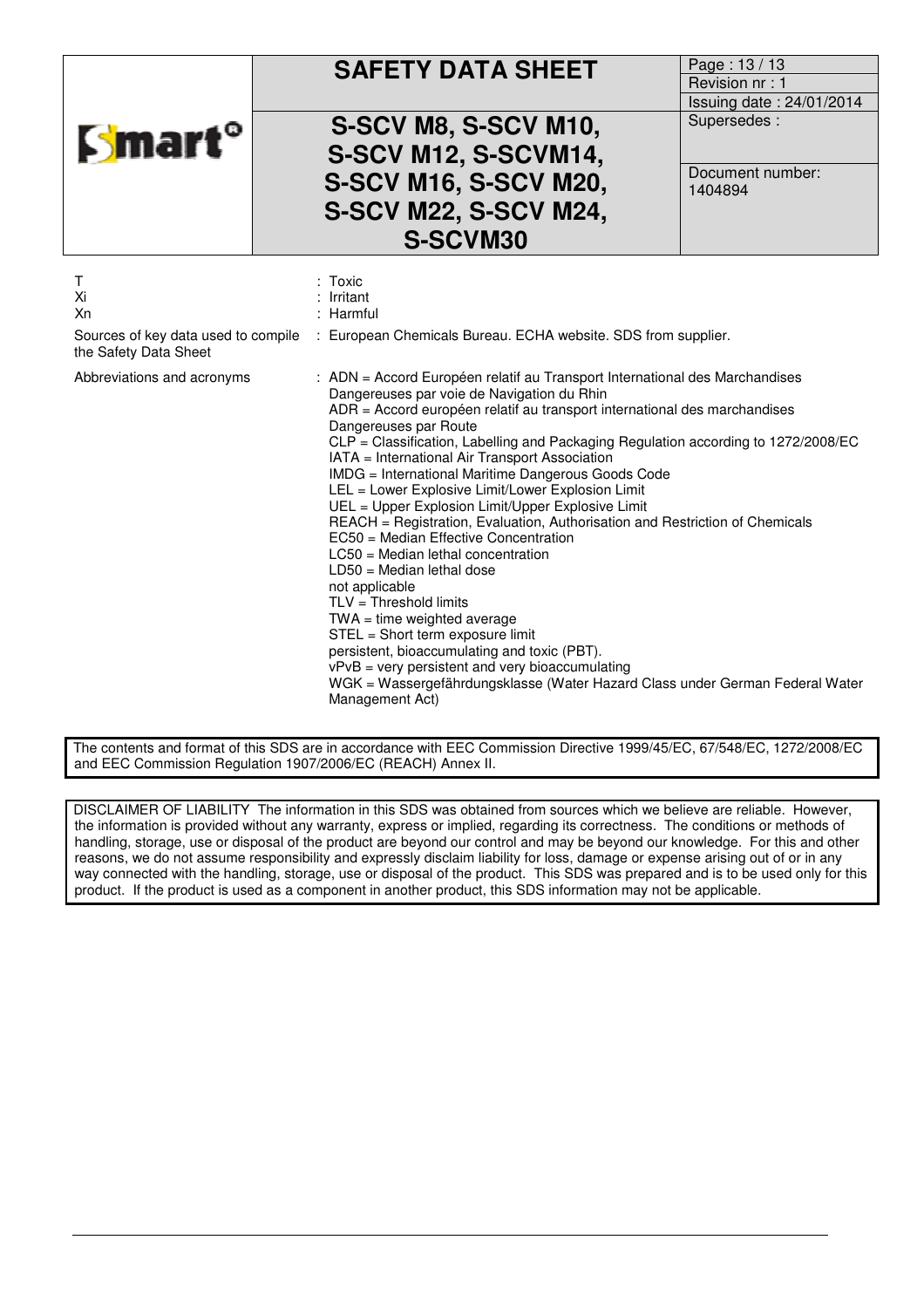| | |
|---|---|
| T | : Toxic |
| Xi | : Irritant |
| Xn | : Harmful |
| Sources of key data used to compile the Safety Data Sheet | : European Chemicals Bureau. ECHA website. SDS from supplier. |
| Abbreviations and acronyms | : ADN = Accord Européen relatif au Transport International des Marchandises Dangereuses par voie de Navigation du Rhin<br>ADR = Accord européen relatif au transport international des marchandises Dangereuses par Route<br>CLP = Classification, Labelling and Packaging Regulation according to 1272/2008/EC<br>IATA = International Air Transport Association<br>IMDG = International Maritime Dangerous Goods Code<br>LEL = Lower Explosive Limit/Lower Explosion Limit<br>UEL = Upper Explosion Limit/Upper Explosive Limit<br>REACH = Registration, Evaluation, Authorisation and Restriction of Chemicals<br>EC50 = Median Effective Concentration<br>LC50 = Median lethal concentration<br>LD50 = Median lethal dose<br>not applicable<br>TLV = Threshold limits<br>TWA = time weighted average<br>STEL = Short term exposure limit<br>persistent, bioaccumulating and toxic (PBT).<br>vPvB = very persistent and very bioaccumulating<br>WGK = Wassergefährdungsklasse (Water Hazard Class under German Federal Water Management Act) |

The contents and format of this SDS are in accordance with EEC Commission Directive 1999/45/EC, 67/548/EC, 1272/2008/EC and EEC Commission Regulation 1907/2006/EC (REACH) Annex II.

DISCLAIMER OF LIABILITY The information in this SDS was obtained from sources which we believe are reliable. However, the information is provided without any warranty, express or implied, regarding its correctness. The conditions or methods of handling, storage, use or disposal of the product are beyond our control and may be beyond our knowledge. For this and other reasons, we do not assume responsibility and expressly disclaim liability for loss, damage or expense arising out of or in any way connected with the handling, storage, use or disposal of the product. This SDS was prepared and is to be used only for this product. If the product is used as a component in another product, this SDS information may not be applicable.